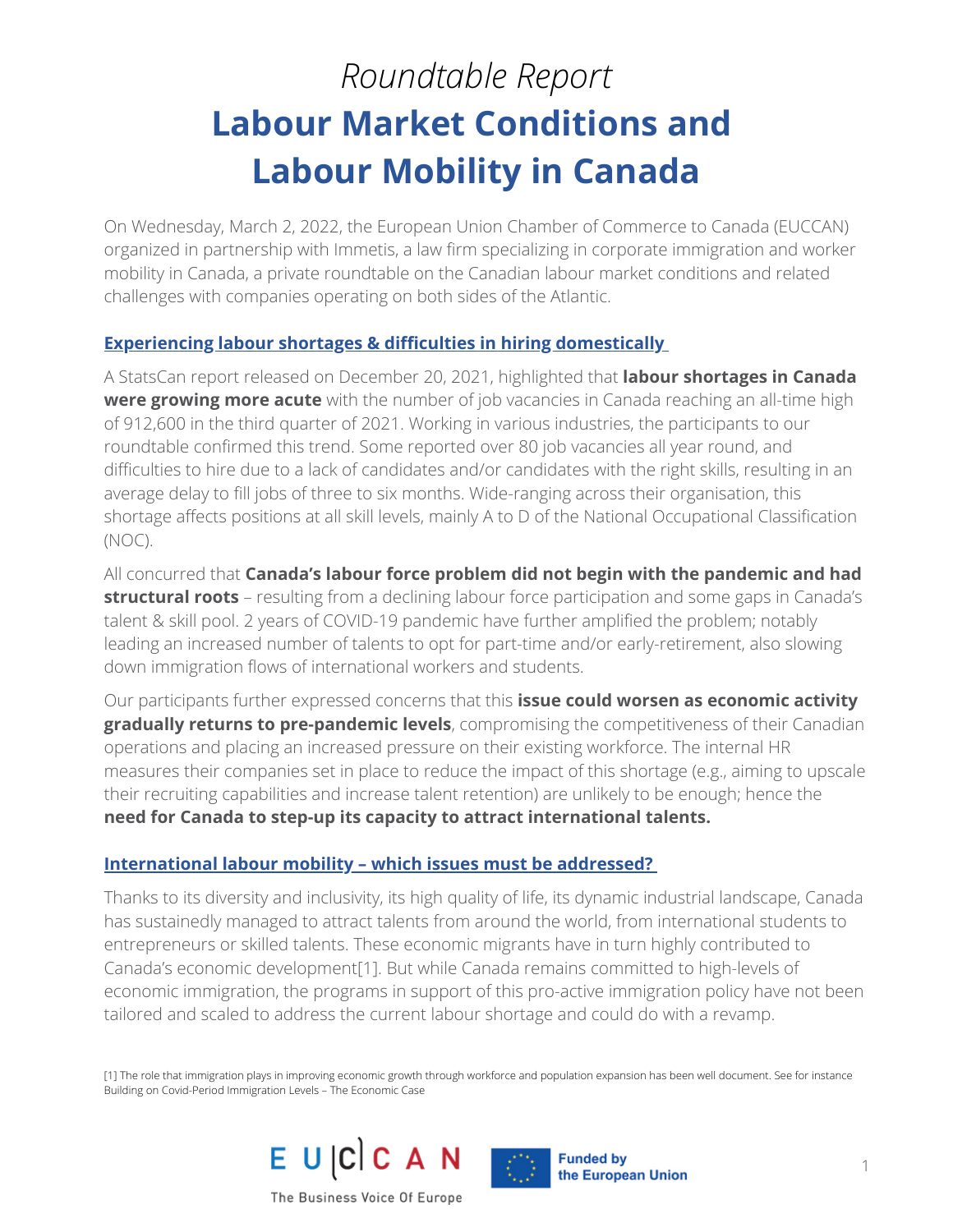# *Roundtable Report*

# Labour Market Conditions and Labour Mobility in Canada

On Wednesday, March 2, 2022, the European Union Chamber of Commerce to Canada (EUCCAN) organized in partnership with Immetis, a law firm specializing in corporate immigration and worker mobility in Canada, a private roundtable on the Canadian labour market conditions and related challenges with companies operating on both sides of the Atlantic.

## Experiencing labour shortages & difficulties in hiring domestically

A StatsCan report released on December 20, 2021, highlighted that **labour shortages in Canada were growing more acute** with the number of job vacancies in Canada reaching an all-time high of 912,600 in the third quarter of 2021. Working in various industries, the participants to our roundtable confirmed this trend. Some reported over 80 job vacancies all year round, and difficulties to hire due to a lack of candidates and/or candidates with the right skills, resulting in an average delay to fill jobs of three to six months. Wide-ranging across their organisation, this shortage affects positions at all skill levels, mainly A to D of the National Occupational Classification (NOC).

All concurred that **Canada's labour force problem did not begin with the pandemic and had structural roots** – resulting from a declining labour force participation and some gaps in Canada's talent & skill pool. 2 years of COVID-19 pandemic have further amplified the problem; notably leading an increased number of talents to opt for part-time and/or early-retirement, also slowing down immigration flows of international workers and students.

Our participants further expressed concerns that this **issue could worsen as economic activity gradually returns to pre-pandemic levels**, compromising the competitiveness of their Canadian operations and placing an increased pressure on their existing workforce. The internal HR measures their companies set in place to reduce the impact of this shortage (e.g., aiming to upscale their recruiting capabilities and increase talent retention) are unlikely to be enough; hence the **need for Canada to step-up its capacity to attract international talents.**

## International labour mobility – which issues must be addressed?

Thanks to its diversity and inclusivity, its high quality of life, its dynamic industrial landscape, Canada has sustainedly managed to attract talents from around the world, from international students to entrepreneurs or skilled talents. These economic migrants have in turn highly contributed to Canada's economic development[1]. But while Canada remains committed to high-levels of economic immigration, the programs in support of this pro-active immigration policy have not been tailored and scaled to address the current labour shortage and could do with a revamp.

[1] The role that immigration plays in improving economic growth through workforce and population expansion has been well document. See for instance Building on Covid-Period Immigration Levels – The Economic Case

EUCCAN — The Business Voice Of Europe

Funded by the European Union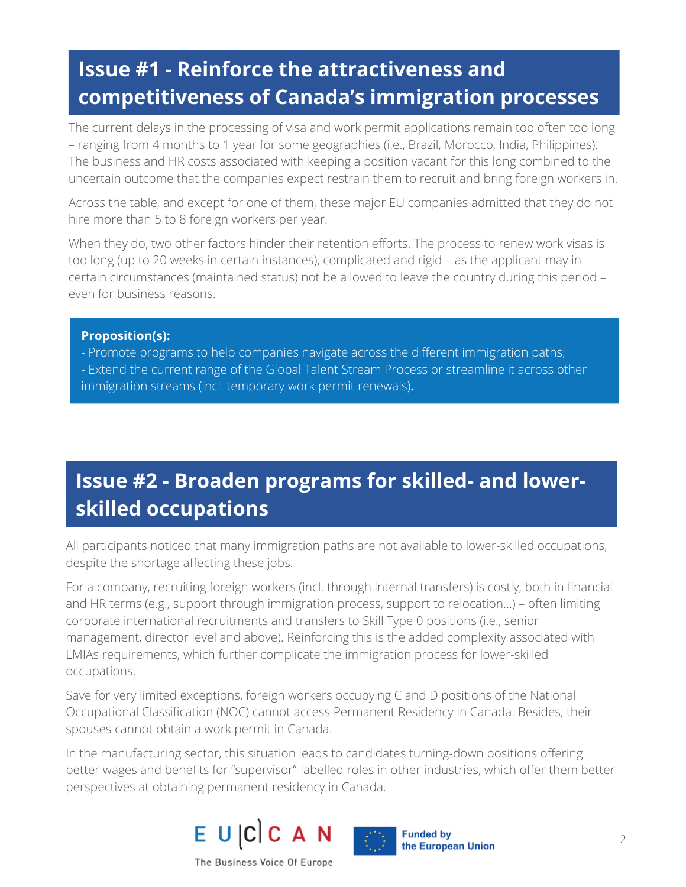## Issue #1 - Reinforce the attractiveness and competitiveness of Canada's immigration processes

The current delays in the processing of visa and work permit applications remain too often too long – ranging from 4 months to 1 year for some geographies (i.e., Brazil, Morocco, India, Philippines). The business and HR costs associated with keeping a position vacant for this long combined to the uncertain outcome that the companies expect restrain them to recruit and bring foreign workers in.

Across the table, and except for one of them, these major EU companies admitted that they do not hire more than 5 to 8 foreign workers per year.

When they do, two other factors hinder their retention efforts. The process to renew work visas is too long (up to 20 weeks in certain instances), complicated and rigid – as the applicant may in certain circumstances (maintained status) not be allowed to leave the country during this period – even for business reasons.

**Proposition(s):**
- Promote programs to help companies navigate across the different immigration paths;
- Extend the current range of the Global Talent Stream Process or streamline it across other immigration streams (incl. temporary work permit renewals)**.**

## Issue #2 - Broaden programs for skilled- and lower-skilled occupations

All participants noticed that many immigration paths are not available to lower-skilled occupations, despite the shortage affecting these jobs.

For a company, recruiting foreign workers (incl. through internal transfers) is costly, both in financial and HR terms (e.g., support through immigration process, support to relocation…) – often limiting corporate international recruitments and transfers to Skill Type 0 positions (i.e., senior management, director level and above). Reinforcing this is the added complexity associated with LMIAs requirements, which further complicate the immigration process for lower-skilled occupations.

Save for very limited exceptions, foreign workers occupying C and D positions of the National Occupational Classification (NOC) cannot access Permanent Residency in Canada. Besides, their spouses cannot obtain a work permit in Canada.

In the manufacturing sector, this situation leads to candidates turning-down positions offering better wages and benefits for "supervisor"-labelled roles in other industries, which offer them better perspectives at obtaining permanent residency in Canada.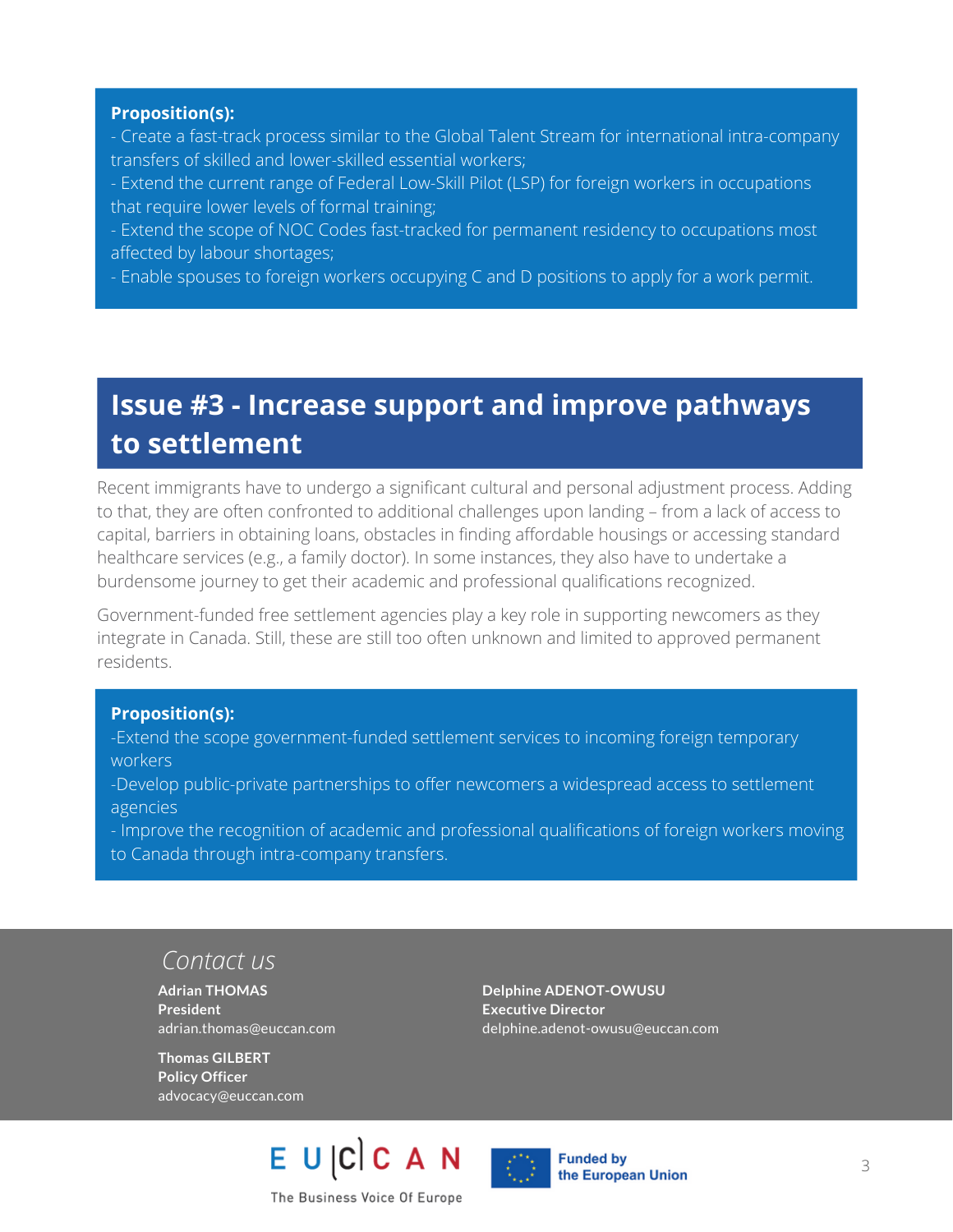**Proposition(s):**

- Create a fast-track process similar to the Global Talent Stream for international intra-company transfers of skilled and lower-skilled essential workers;
- Extend the current range of Federal Low-Skill Pilot (LSP) for foreign workers in occupations that require lower levels of formal training;
- Extend the scope of NOC Codes fast-tracked for permanent residency to occupations most affected by labour shortages;
- Enable spouses to foreign workers occupying C and D positions to apply for a work permit.

## Issue #3 - Increase support and improve pathways to settlement

Recent immigrants have to undergo a significant cultural and personal adjustment process. Adding to that, they are often confronted to additional challenges upon landing – from a lack of access to capital, barriers in obtaining loans, obstacles in finding affordable housings or accessing standard healthcare services (e.g., a family doctor). In some instances, they also have to undertake a burdensome journey to get their academic and professional qualifications recognized.

Government-funded free settlement agencies play a key role in supporting newcomers as they integrate in Canada. Still, these are still too often unknown and limited to approved permanent residents.

**Proposition(s):**

- Extend the scope government-funded settlement services to incoming foreign temporary workers
- Develop public-private partnerships to offer newcomers a widespread access to settlement agencies
- Improve the recognition of academic and professional qualifications of foreign workers moving to Canada through intra-company transfers.

*Contact us*

**Adrian THOMAS**
**President**
adrian.thomas@euccan.com

**Thomas GILBERT**
**Policy Officer**
advocacy@euccan.com

**Delphine ADENOT-OWUSU**
**Executive Director**
delphine.adenot-owusu@euccan.com

EUCCAN
The Business Voice Of Europe

Funded by the European Union